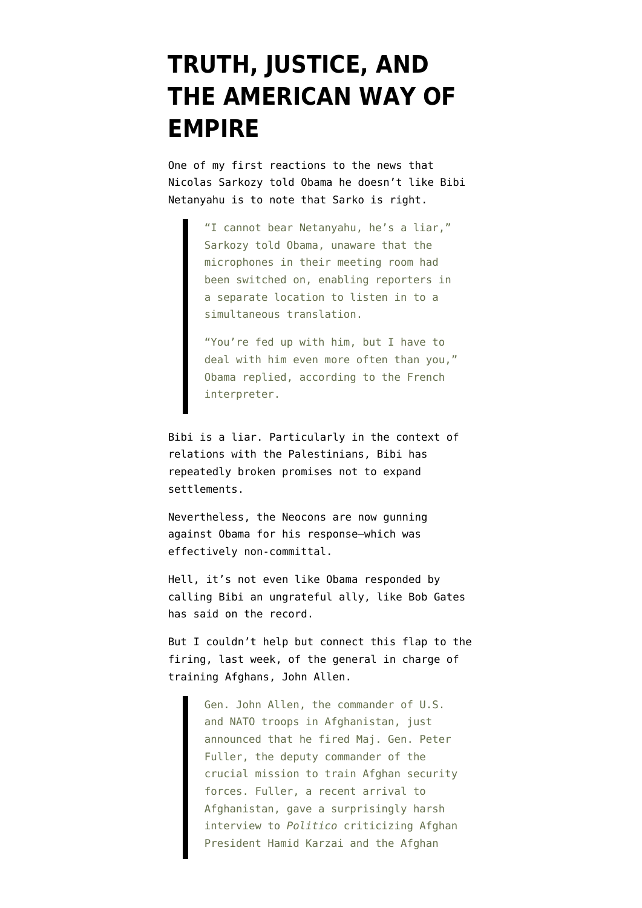# TRUTH, JUSTICE, AND THE AMERICAN WAY OF EMPIRE

One of my first reactions to the news that Nicolas Sarkozy told Obama he doesn't like Bibi Netanyahu is to note that Sarko is right.

> "I cannot bear Netanyahu, he's a liar," Sarkozy told Obama, unaware that the microphones in their meeting room had been switched on, enabling reporters in a separate location to listen in to a simultaneous translation.
>
> "You're fed up with him, but I have to deal with him even more often than you," Obama replied, according to the French interpreter.

Bibi is a liar. Particularly in the context of relations with the Palestinians, Bibi has repeatedly broken promises not to expand settlements.

Nevertheless, the Neocons are now gunning against Obama for his response—which was effectively non-committal.

Hell, it's not even like Obama responded by calling Bibi an ungrateful ally, like Bob Gates has said on the record.

But I couldn't help but connect this flap to the firing, last week, of the general in charge of training Afghans, John Allen.

> Gen. John Allen, the commander of U.S. and NATO troops in Afghanistan, just announced that he fired Maj. Gen. Peter Fuller, the deputy commander of the crucial mission to train Afghan security forces. Fuller, a recent arrival to Afghanistan, gave a surprisingly harsh interview to *Politico* criticizing Afghan President Hamid Karzai and the Afghan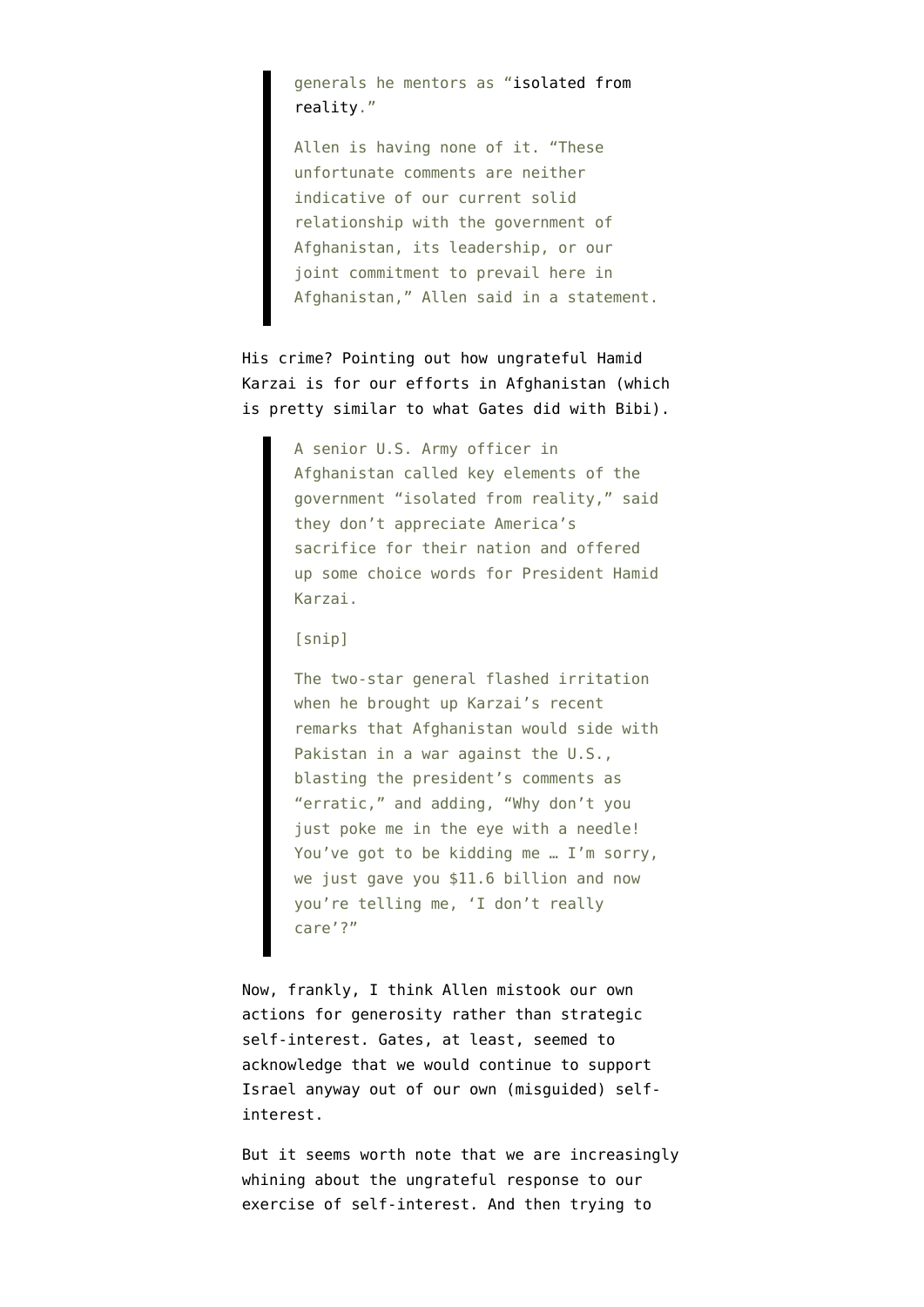> generals he mentors as "isolated from reality."
>
> Allen is having none of it. "These unfortunate comments are neither indicative of our current solid relationship with the government of Afghanistan, its leadership, or our joint commitment to prevail here in Afghanistan," Allen said in a statement.

His crime? Pointing out how ungrateful Hamid Karzai is for our efforts in Afghanistan (which is pretty similar to what Gates did with Bibi).

> A senior U.S. Army officer in Afghanistan called key elements of the government "isolated from reality," said they don't appreciate America's sacrifice for their nation and offered up some choice words for President Hamid Karzai.
>
> [snip]
>
> The two-star general flashed irritation when he brought up Karzai's recent remarks that Afghanistan would side with Pakistan in a war against the U.S., blasting the president's comments as "erratic," and adding, "Why don't you just poke me in the eye with a needle! You've got to be kidding me … I'm sorry, we just gave you $11.6 billion and now you're telling me, 'I don't really care'?"

Now, frankly, I think Allen mistook our own actions for generosity rather than strategic self-interest. Gates, at least, seemed to acknowledge that we would continue to support Israel anyway out of our own (misguided) self-interest.

But it seems worth note that we are increasingly whining about the ungrateful response to our exercise of self-interest. And then trying to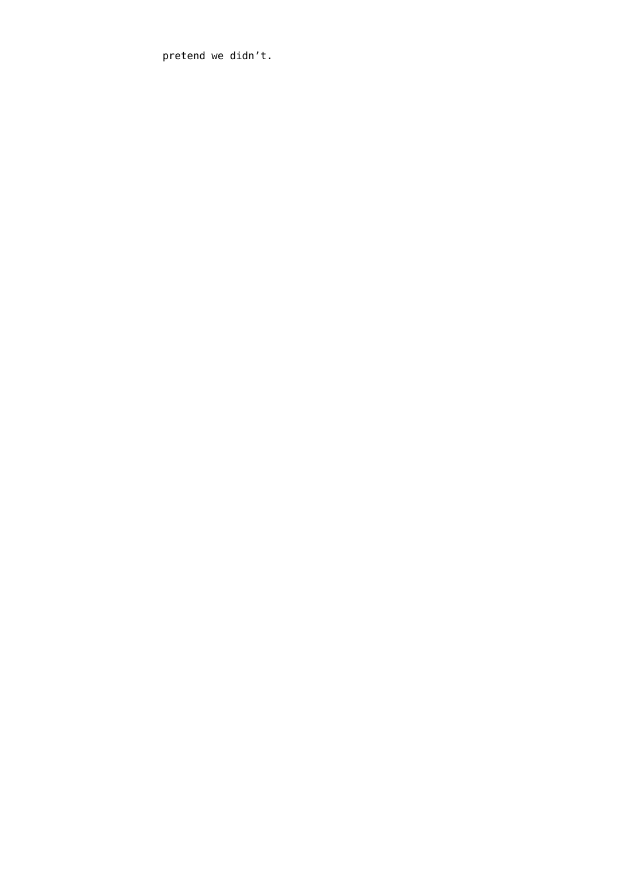pretend we didn’t.